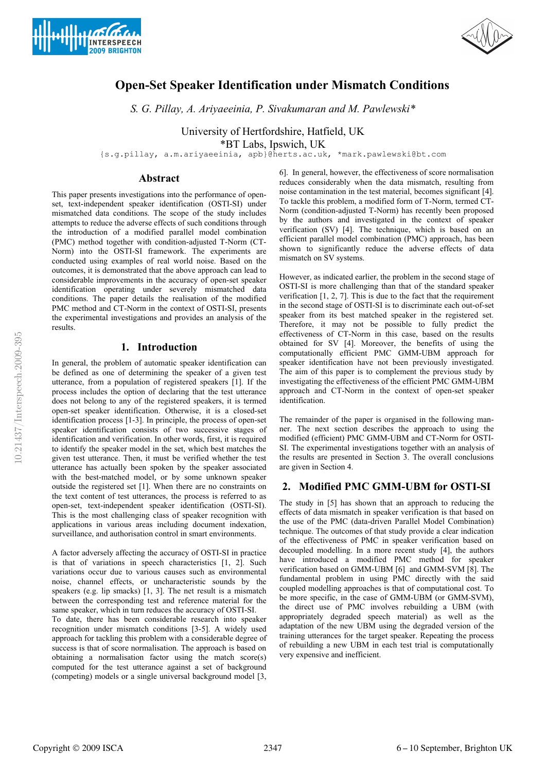# Open-Set Speaker Identification under Mismatch Conditions

*S. G. Pillay, A. Ariyaeeinia, P. Sivakumaran and M. Pawlewski\**

University of Hertfordshire, Hatfield, UK
\*BT Labs, Ipswich, UK
{s.g.pillay, a.m.ariyaeeinia, apb}@herts.ac.uk, \*mark.pawlewski@bt.com

## Abstract

This paper presents investigations into the performance of open-set, text-independent speaker identification (OSTI-SI) under mismatched data conditions. The scope of the study includes attempts to reduce the adverse effects of such conditions through the introduction of a modified parallel model combination (PMC) method together with condition-adjusted T-Norm (CT-Norm) into the OSTI-SI framework. The experiments are conducted using examples of real world noise. Based on the outcomes, it is demonstrated that the above approach can lead to considerable improvements in the accuracy of open-set speaker identification operating under severely mismatched data conditions. The paper details the realisation of the modified PMC method and CT-Norm in the context of OSTI-SI, presents the experimental investigations and provides an analysis of the results.

## 1. Introduction

In general, the problem of automatic speaker identification can be defined as one of determining the speaker of a given test utterance, from a population of registered speakers [1]. If the process includes the option of declaring that the test utterance does not belong to any of the registered speakers, it is termed open-set speaker identification. Otherwise, it is a closed-set identification process [1-3]. In principle, the process of open-set speaker identification consists of two successive stages of identification and verification. In other words, first, it is required to identify the speaker model in the set, which best matches the given test utterance. Then, it must be verified whether the test utterance has actually been spoken by the speaker associated with the best-matched model, or by some unknown speaker outside the registered set [1]. When there are no constraints on the text content of test utterances, the process is referred to as open-set, text-independent speaker identification (OSTI-SI). This is the most challenging class of speaker recognition with applications in various areas including document indexation, surveillance, and authorisation control in smart environments.

A factor adversely affecting the accuracy of OSTI-SI in practice is that of variations in speech characteristics [1, 2]. Such variations occur due to various causes such as environmental noise, channel effects, or uncharacteristic sounds by the speakers (e.g. lip smacks) [1, 3]. The net result is a mismatch between the corresponding test and reference material for the same speaker, which in turn reduces the accuracy of OSTI-SI.
To date, there has been considerable research into speaker recognition under mismatch conditions [3-5]. A widely used approach for tackling this problem with a considerable degree of success is that of score normalisation. The approach is based on obtaining a normalisation factor using the match score(s) computed for the test utterance against a set of background (competing) models or a single universal background model [3, 6]. In general, however, the effectiveness of score normalisation reduces considerably when the data mismatch, resulting from noise contamination in the test material, becomes significant [4]. To tackle this problem, a modified form of T-Norm, termed CT-Norm (condition-adjusted T-Norm) has recently been proposed by the authors and investigated in the context of speaker verification (SV) [4]. The technique, which is based on an efficient parallel model combination (PMC) approach, has been shown to significantly reduce the adverse effects of data mismatch on SV systems.

However, as indicated earlier, the problem in the second stage of OSTI-SI is more challenging than that of the standard speaker verification [1, 2, 7]. This is due to the fact that the requirement in the second stage of OSTI-SI is to discriminate each out-of-set speaker from its best matched speaker in the registered set. Therefore, it may not be possible to fully predict the effectiveness of CT-Norm in this case, based on the results obtained for SV [4]. Moreover, the benefits of using the computationally efficient PMC GMM-UBM approach for speaker identification have not been previously investigated. The aim of this paper is to complement the previous study by investigating the effectiveness of the efficient PMC GMM-UBM approach and CT-Norm in the context of open-set speaker identification.

The remainder of the paper is organised in the following manner. The next section describes the approach to using the modified (efficient) PMC GMM-UBM and CT-Norm for OSTI-SI. The experimental investigations together with an analysis of the results are presented in Section 3. The overall conclusions are given in Section 4.

## 2. Modified PMC GMM-UBM for OSTI-SI

The study in [5] has shown that an approach to reducing the effects of data mismatch in speaker verification is that based on the use of the PMC (data-driven Parallel Model Combination) technique. The outcomes of that study provide a clear indication of the effectiveness of PMC in speaker verification based on decoupled modelling. In a more recent study [4], the authors have introduced a modified PMC method for speaker verification based on GMM-UBM [6] and GMM-SVM [8]. The fundamental problem in using PMC directly with the said coupled modelling approaches is that of computational cost. To be more specific, in the case of GMM-UBM (or GMM-SVM), the direct use of PMC involves rebuilding a UBM (with appropriately degraded speech material) as well as the adaptation of the new UBM using the degraded version of the training utterances for the target speaker. Repeating the process of rebuilding a new UBM in each test trial is computationally very expensive and inefficient.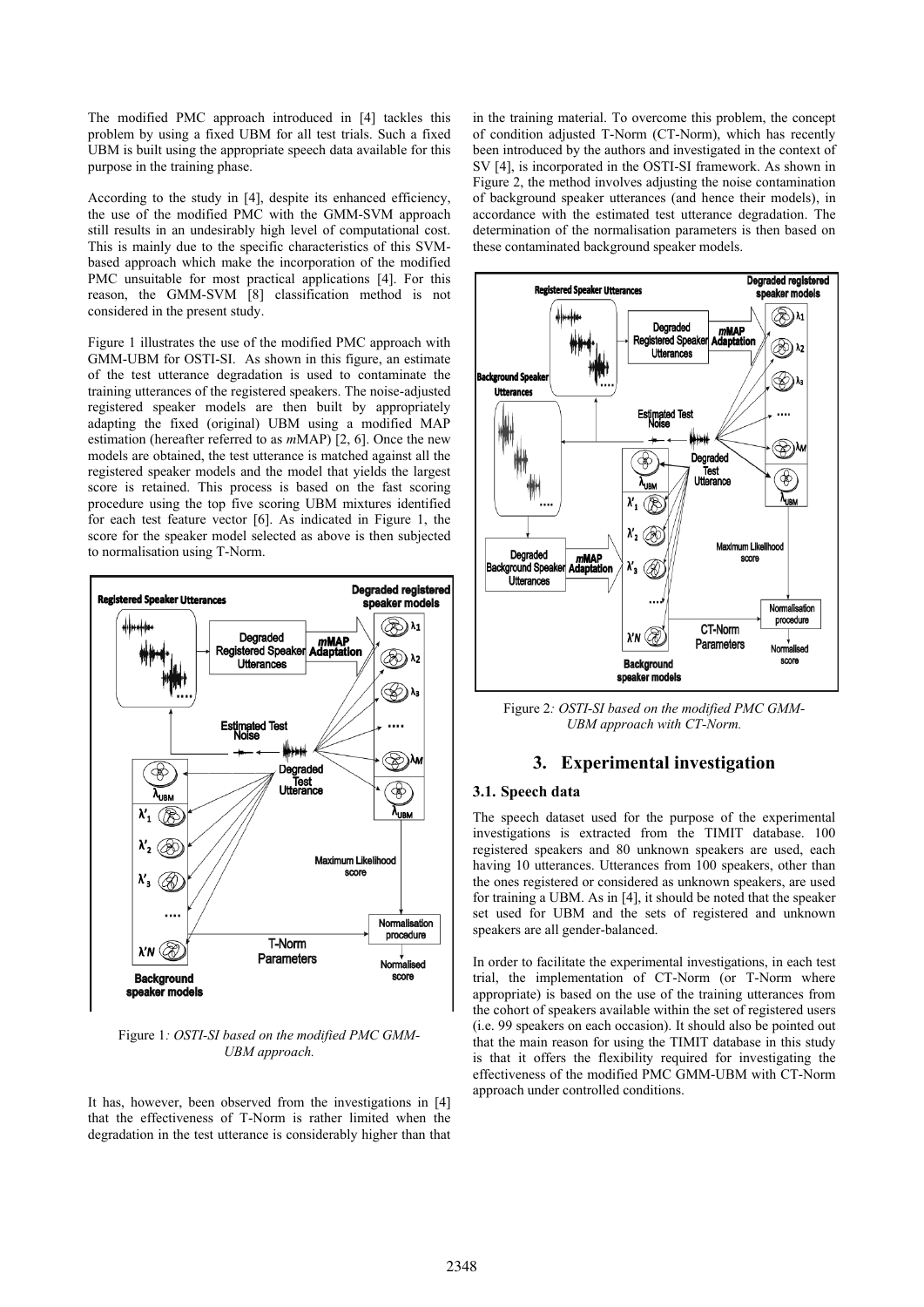The modified PMC approach introduced in [4] tackles this problem by using a fixed UBM for all test trials. Such a fixed UBM is built using the appropriate speech data available for this purpose in the training phase.

According to the study in [4], despite its enhanced efficiency, the use of the modified PMC with the GMM-SVM approach still results in an undesirably high level of computational cost. This is mainly due to the specific characteristics of this SVM-based approach which make the incorporation of the modified PMC unsuitable for most practical applications [4]. For this reason, the GMM-SVM [8] classification method is not considered in the present study.

Figure 1 illustrates the use of the modified PMC approach with GMM-UBM for OSTI-SI. As shown in this figure, an estimate of the test utterance degradation is used to contaminate the training utterances of the registered speakers. The noise-adjusted registered speaker models are then built by appropriately adapting the fixed (original) UBM using a modified MAP estimation (hereafter referred to as *m*MAP) [2, 6]. Once the new models are obtained, the test utterance is matched against all the registered speaker models and the model that yields the largest score is retained. This process is based on the fast scoring procedure using the top five scoring UBM mixtures identified for each test feature vector [6]. As indicated in Figure 1, the score for the speaker model selected as above is then subjected to normalisation using T-Norm.

Figure 1*: OSTI-SI based on the modified PMC GMM-UBM approach.*

It has, however, been observed from the investigations in [4] that the effectiveness of T-Norm is rather limited when the degradation in the test utterance is considerably higher than that in the training material. To overcome this problem, the concept of condition adjusted T-Norm (CT-Norm), which has recently been introduced by the authors and investigated in the context of SV [4], is incorporated in the OSTI-SI framework. As shown in Figure 2, the method involves adjusting the noise contamination of background speaker utterances (and hence their models), in accordance with the estimated test utterance degradation. The determination of the normalisation parameters is then based on these contaminated background speaker models.

Figure 2*: OSTI-SI based on the modified PMC GMM-UBM approach with CT-Norm.*

## 3. Experimental investigation

### 3.1. Speech data

The speech dataset used for the purpose of the experimental investigations is extracted from the TIMIT database. 100 registered speakers and 80 unknown speakers are used, each having 10 utterances. Utterances from 100 speakers, other than the ones registered or considered as unknown speakers, are used for training a UBM. As in [4], it should be noted that the speaker set used for UBM and the sets of registered and unknown speakers are all gender-balanced.

In order to facilitate the experimental investigations, in each test trial, the implementation of CT-Norm (or T-Norm where appropriate) is based on the use of the training utterances from the cohort of speakers available within the set of registered users (i.e. 99 speakers on each occasion). It should also be pointed out that the main reason for using the TIMIT database in this study is that it offers the flexibility required for investigating the effectiveness of the modified PMC GMM-UBM with CT-Norm approach under controlled conditions.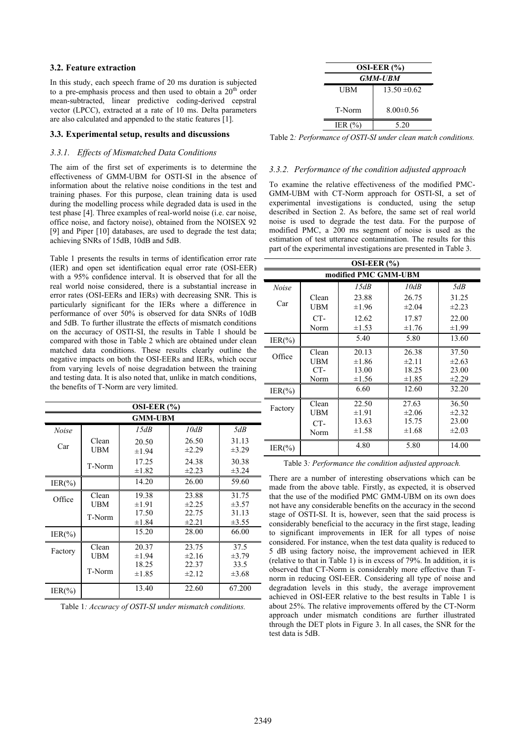### 3.2. Feature extraction

In this study, each speech frame of 20 ms duration is subjected to a pre-emphasis process and then used to obtain a 20th order mean-subtracted, linear predictive coding-derived cepstral vector (LPCC), extracted at a rate of 10 ms. Delta parameters are also calculated and appended to the static features [1].

### 3.3. Experimental setup, results and discussions

#### *3.3.1. Effects of Mismatched Data Conditions*

The aim of the first set of experiments is to determine the effectiveness of GMM-UBM for OSTI-SI in the absence of information about the relative noise conditions in the test and training phases. For this purpose, clean training data is used during the modelling process while degraded data is used in the test phase [4]. Three examples of real-world noise (i.e. car noise, office noise, and factory noise), obtained from the NOISEX 92 [9] and Piper [10] databases, are used to degrade the test data; achieving SNRs of 15dB, 10dB and 5dB.

Table 1 presents the results in terms of identification error rate (IER) and open set identification equal error rate (OSI-EER) with a 95% confidence interval. It is observed that for all the real world noise considered, there is a substantial increase in error rates (OSI-EERs and IERs) with decreasing SNR. This is particularly significant for the IERs where a difference in performance of over 50% is observed for data SNRs of 10dB and 5dB. To further illustrate the effects of mismatch conditions on the accuracy of OSTI-SI, the results in Table 1 should be compared with those in Table 2 which are obtained under clean matched data conditions. These results clearly outline the negative impacts on both the OSI-EERs and IERs, which occur from varying levels of noise degradation between the training and testing data. It is also noted that, unlike in match conditions, the benefits of T-Norm are very limited.

| OSI-EER (%) | | | | |
|---|---|---|---|---|
| **GMM-UBM** | | | | |
| *Noise* | | *15dB* | *10dB* | *5dB* |
| Car | Clean UBM | 20.50 ±1.94 | 26.50 ±2.29 | 31.13 ±3.29 |
| | T-Norm | 17.25 ±1.82 | 24.38 ±2.23 | 30.38 ±3.24 |
| IER(%) | | 14.20 | 26.00 | 59.60 |
| Office | Clean UBM | 19.38 ±1.91 | 23.88 ±2.25 | 31.75 ±3.57 |
| | T-Norm | 17.50 ±1.84 | 22.75 ±2.21 | 31.13 ±3.55 |
| IER(%) | | 15.20 | 28.00 | 66.00 |
| Factory | Clean UBM | 20.37 ±1.94 | 23.75 ±2.16 | 37.5 ±3.79 |
| | T-Norm | 18.25 ±1.85 | 22.37 ±2.12 | 33.5 ±3.68 |
| IER(%) | | 13.40 | 22.60 | 67.200 |

Table 1*: Accuracy of OSTI-SI under mismatch conditions.*

| OSI-EER (%) | |
|---|---|
| ***GMM-UBM*** | |
| UBM | 13.50 ±0.62 |
| T-Norm | 8.00±0.56 |
| IER (%) | 5.20 |

Table 2*: Performance of OSTI-SI under clean match conditions.*

#### *3.3.2. Performance of the condition adjusted approach*

To examine the relative effectiveness of the modified PMC-GMM-UBM with CT-Norm approach for OSTI-SI, a set of experimental investigations is conducted, using the setup described in Section 2. As before, the same set of real world noise is used to degrade the test data. For the purpose of modified PMC, a 200 ms segment of noise is used as the estimation of test utterance contamination. The results for this part of the experimental investigations are presented in Table 3.

| OSI-EER (%) | | | | |
|---|---|---|---|---|
| **modified PMC GMM-UBM** | | | | |
| *Noise* | | *15dB* | *10dB* | *5dB* |
| Car | Clean UBM | 23.88 ±1.96 | 26.75 ±2.04 | 31.25 ±2.23 |
| | CT-Norm | 12.62 ±1.53 | 17.87 ±1.76 | 22.00 ±1.99 |
| IER(%) | | 5.40 | 5.80 | 13.60 |
| Office | Clean UBM | 20.13 ±1.86 | 26.38 ±2.11 | 37.50 ±2.63 |
| | CT-Norm | 13.00 ±1.56 | 18.25 ±1.85 | 23.00 ±2.29 |
| IER(%) | | 6.60 | 12.60 | 32.20 |
| Factory | Clean UBM | 22.50 ±1.91 | 27.63 ±2.06 | 36.50 ±2.32 |
| | CT-Norm | 13.63 ±1.58 | 15.75 ±1.68 | 23.00 ±2.03 |
| IER(%) | | 4.80 | 5.80 | 14.00 |

Table 3*: Performance the condition adjusted approach.*

There are a number of interesting observations which can be made from the above table. Firstly, as expected, it is observed that the use of the modified PMC GMM-UBM on its own does not have any considerable benefits on the accuracy in the second stage of OSTI-SI. It is, however, seen that the said process is considerably beneficial to the accuracy in the first stage, leading to significant improvements in IER for all types of noise considered. For instance, when the test data quality is reduced to 5 dB using factory noise, the improvement achieved in IER (relative to that in Table 1) is in excess of 79%. In addition, it is observed that CT-Norm is considerably more effective than T-norm in reducing OSI-EER. Considering all type of noise and degradation levels in this study, the average improvement achieved in OSI-EER relative to the best results in Table 1 is about 25%. The relative improvements offered by the CT-Norm approach under mismatch conditions are further illustrated through the DET plots in Figure 3. In all cases, the SNR for the test data is 5dB.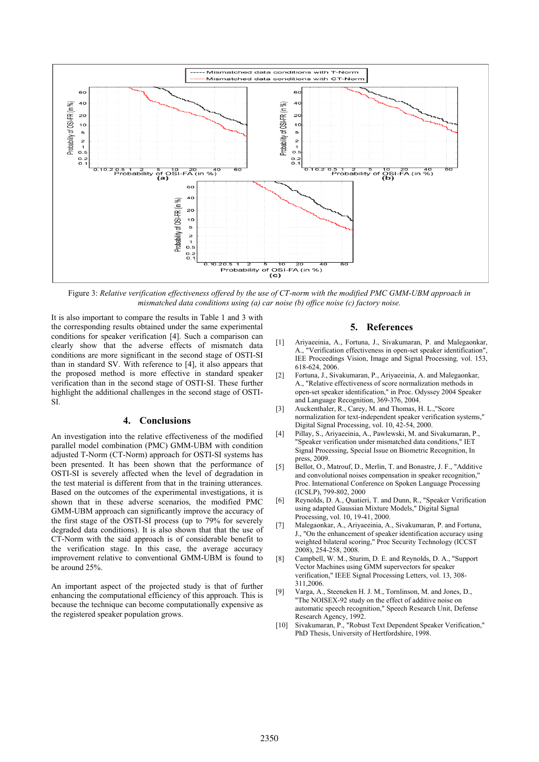----- Mismatched data conditions with T-Norm
........ Mismatched data conditions with CT-Norm

Probability of OSI-FR (in %)
60
40
20
10
5
2
1
0.5
0.2
0.1
0.1 0.2 0.5 1 2 5 10 20 40 60
Probability of OSI-FA (in %)
(a)

Probability of OSI-FR (in %)
60
40
20
10
5
2
1
0.5
0.2
0.1
0.1 0.2 0.5 1 2 5 10 20 40 60
Probability of OSI-FA (in %)
(b)

Probability of OSI-FR (in %)
60
40
20
10
5
2
1
0.5
0.2
0.1
0.1 0.2 0.5 1 2 5 10 20 40 60
Probability of OSI-FA (in %)
(c)

Figure 3: *Relative verification effectiveness offered by the use of CT-norm with the modified PMC GMM-UBM approach in mismatched data conditions using (a) car noise (b) office noise (c) factory noise.*

It is also important to compare the results in Table 1 and 3 with the corresponding results obtained under the same experimental conditions for speaker verification [4]. Such a comparison can clearly show that the adverse effects of mismatch data conditions are more significant in the second stage of OSTI-SI than in standard SV. With reference to [4], it also appears that the proposed method is more effective in standard speaker verification than in the second stage of OSTI-SI. These further highlight the additional challenges in the second stage of OSTI-SI.

## 4. Conclusions

An investigation into the relative effectiveness of the modified parallel model combination (PMC) GMM-UBM with condition adjusted T-Norm (CT-Norm) approach for OSTI-SI systems has been presented. It has been shown that the performance of OSTI-SI is severely affected when the level of degradation in the test material is different from that in the training utterances. Based on the outcomes of the experimental investigations, it is shown that in these adverse scenarios, the modified PMC GMM-UBM approach can significantly improve the accuracy of the first stage of the OSTI-SI process (up to 79% for severely degraded data conditions). It is also shown that the use of CT-Norm with the said approach is of considerable benefit to the verification stage. In this case, the average accuracy improvement relative to conventional GMM-UBM is found to be around 25%.

An important aspect of the projected study is that of further enhancing the computational efficiency of this approach. This is because the technique can become computationally expensive as the registered speaker population grows.

## 5. References

[1] Ariyaeeinia, A., Fortuna, J., Sivakumaran, P. and Malegaonkar, A., "Verification effectiveness in open-set speaker identification", IEE Proceedings Vision, Image and Signal Processing, vol. 153, 618-624, 2006.

[2] Fortuna, J., Sivakumaran, P., Ariyaeeinia, A. and Malegaonkar, A., "Relative effectiveness of score normalization methods in open-set speaker identification," in Proc. Odyssey 2004 Speaker and Language Recognition, 369-376, 2004.

[3] Auckenthaler, R., Carey, M. and Thomas, H. L.,"Score normalization for text-independent speaker verification systems," Digital Signal Processing, vol. 10, 42-54, 2000.

[4] Pillay, S., Ariyaeeinia, A., Pawlewski, M. and Sivakumaran, P., "Speaker verification under mismatched data conditions," IET Signal Processing, Special Issue on Biometric Recognition, In press, 2009.

[5] Bellot, O., Matrouf, D., Merlin, T. and Bonastre, J. F., "Additive and convolutional noises compensation in speaker recognition," Proc. International Conference on Spoken Language Processing (ICSLP), 799-802, 2000

[6] Reynolds, D. A., Quatieri, T. and Dunn, R., "Speaker Verification using adapted Gaussian Mixture Models," Digital Signal Processing, vol. 10, 19-41, 2000.

[7] Malegaonkar, A., Ariyaeeinia, A., Sivakumaran, P. and Fortuna, J., "On the enhancement of speaker identification accuracy using weighted bilateral scoring," Proc Security Technology (ICCST 2008), 254-258, 2008.

[8] Campbell, W. M., Sturim, D. E. and Reynolds, D. A., "Support Vector Machines using GMM supervectors for speaker verification," IEEE Signal Processing Letters, vol. 13, 308-311,2006.

[9] Varga, A., Steeneken H. J. M., Tornlinson, M. and Jones, D., "The NOISEX-92 study on the effect of additive noise on automatic speech recognition," Speech Research Unit, Defense Research Agency, 1992.

[10] Sivakumaran, P., "Robust Text Dependent Speaker Verification," PhD Thesis, University of Hertfordshire, 1998.